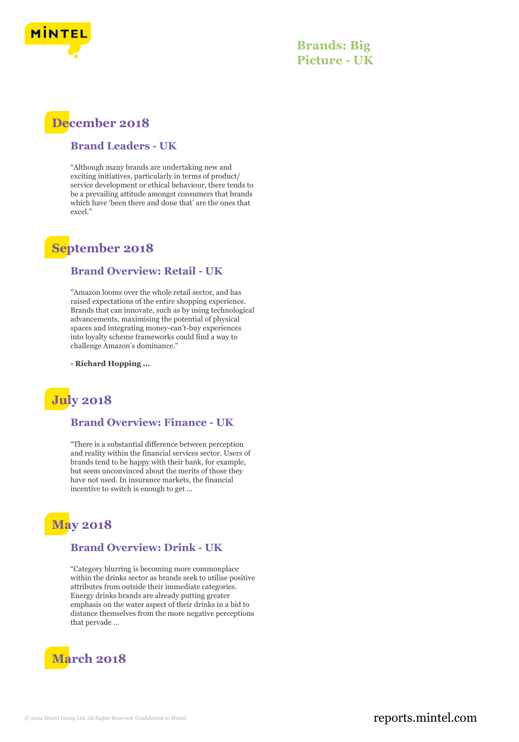# Brands: Big Picture - UK

## December 2018

### Brand Leaders - UK

"Although many brands are undertaking new and exciting initiatives, particularly in terms of product/ service development or ethical behaviour, there tends to be a prevailing attitude amongst consumers that brands which have 'been there and done that' are the ones that excel."

## September 2018

### Brand Overview: Retail - UK

"Amazon looms over the whole retail sector, and has raised expectations of the entire shopping experience. Brands that can innovate, such as by using technological advancements, maximising the potential of physical spaces and integrating money-can't-buy experiences into loyalty scheme frameworks could find a way to challenge Amazon's dominance."

**- Richard Hopping ...**

## July 2018

### Brand Overview: Finance - UK

"There is a substantial difference between perception and reality within the financial services sector. Users of brands tend to be happy with their bank, for example, but seem unconvinced about the merits of those they have not used. In insurance markets, the financial incentive to switch is enough to get ...

## May 2018

### Brand Overview: Drink - UK

"Category blurring is becoming more commonplace within the drinks sector as brands seek to utilise positive attributes from outside their immediate categories. Energy drinks brands are already putting greater emphasis on the water aspect of their drinks in a bid to distance themselves from the more negative perceptions that pervade ...

## March 2018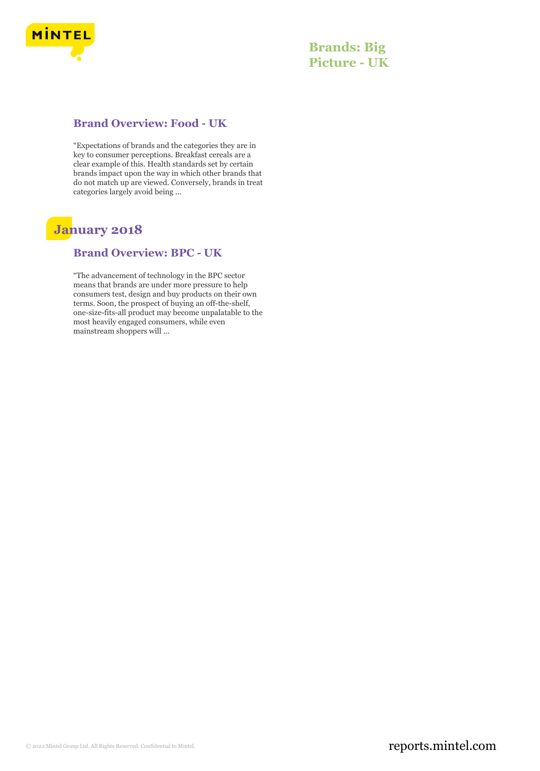## Brand Overview: Food - UK

"Expectations of brands and the categories they are in key to consumer perceptions. Breakfast cereals are a clear example of this. Health standards set by certain brands impact upon the way in which other brands that do not match up are viewed. Conversely, brands in treat categories largely avoid being ...

# January 2018

## Brand Overview: BPC - UK

"The advancement of technology in the BPC sector means that brands are under more pressure to help consumers test, design and buy products on their own terms. Soon, the prospect of buying an off-the-shelf, one-size-fits-all product may become unpalatable to the most heavily engaged consumers, while even mainstream shoppers will ...